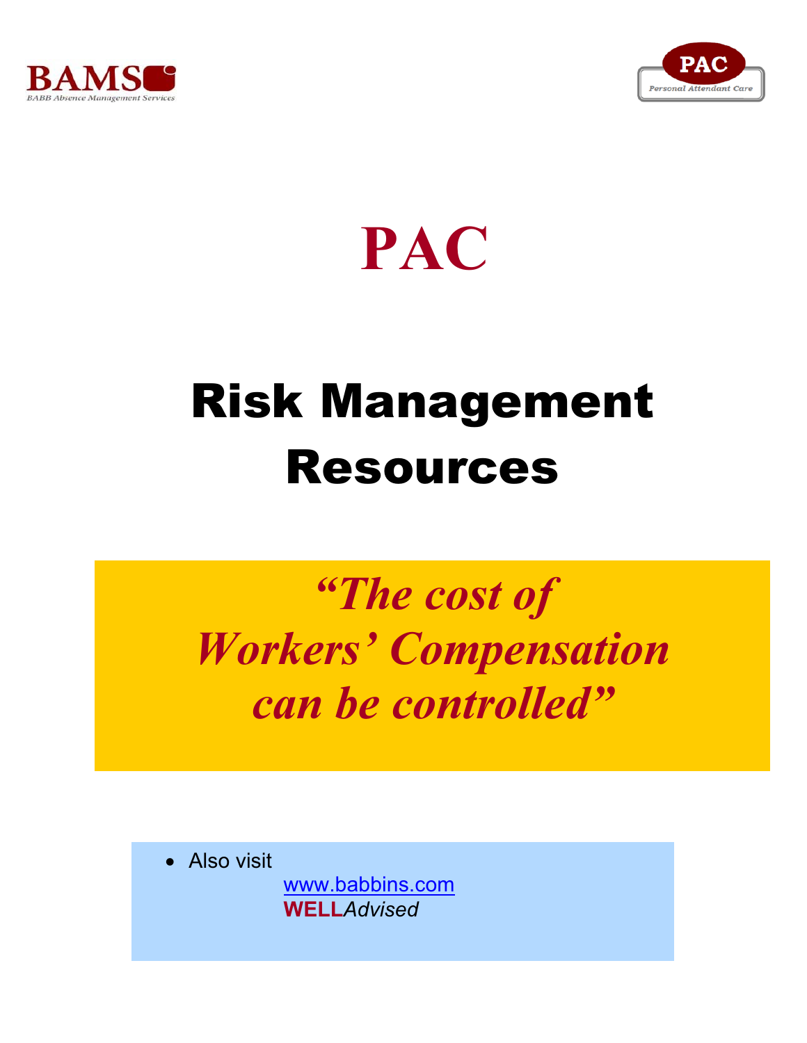BAMS
BABB Absence Management Services

PAC
Personal Attendant Care

# PAC

# Risk Management Resources

*"The cost of Workers' Compensation can be controlled"*

- Also visit
  www.babbins.com
  **WELL***Advised*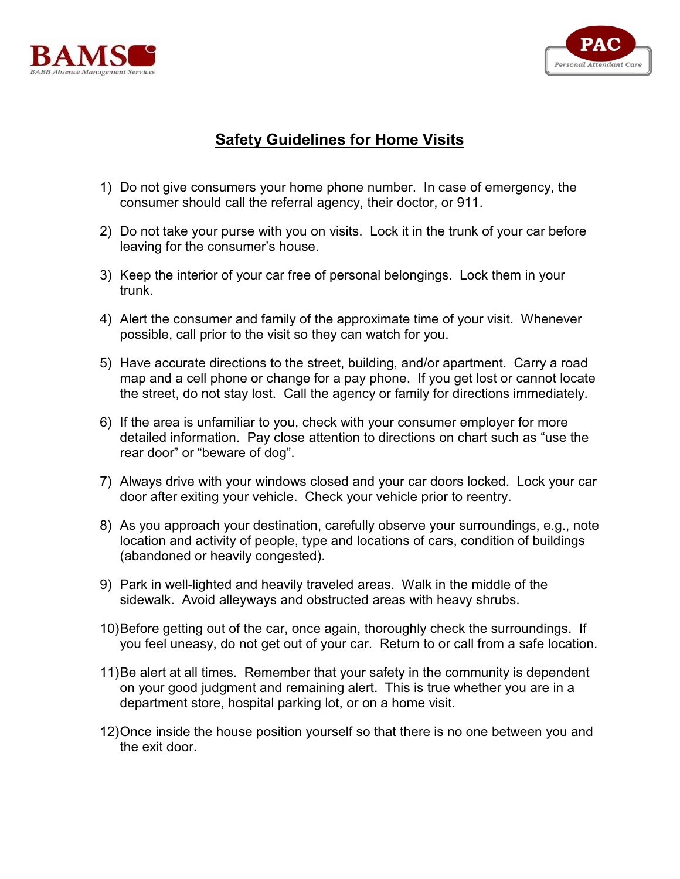## Safety Guidelines for Home Visits

1) Do not give consumers your home phone number. In case of emergency, the consumer should call the referral agency, their doctor, or 911.

2) Do not take your purse with you on visits. Lock it in the trunk of your car before leaving for the consumer's house.

3) Keep the interior of your car free of personal belongings. Lock them in your trunk.

4) Alert the consumer and family of the approximate time of your visit. Whenever possible, call prior to the visit so they can watch for you.

5) Have accurate directions to the street, building, and/or apartment. Carry a road map and a cell phone or change for a pay phone. If you get lost or cannot locate the street, do not stay lost. Call the agency or family for directions immediately.

6) If the area is unfamiliar to you, check with your consumer employer for more detailed information. Pay close attention to directions on chart such as "use the rear door" or "beware of dog".

7) Always drive with your windows closed and your car doors locked. Lock your car door after exiting your vehicle. Check your vehicle prior to reentry.

8) As you approach your destination, carefully observe your surroundings, e.g., note location and activity of people, type and locations of cars, condition of buildings (abandoned or heavily congested).

9) Park in well-lighted and heavily traveled areas. Walk in the middle of the sidewalk. Avoid alleyways and obstructed areas with heavy shrubs.

10) Before getting out of the car, once again, thoroughly check the surroundings. If you feel uneasy, do not get out of your car. Return to or call from a safe location.

11) Be alert at all times. Remember that your safety in the community is dependent on your good judgment and remaining alert. This is true whether you are in a department store, hospital parking lot, or on a home visit.

12) Once inside the house position yourself so that there is no one between you and the exit door.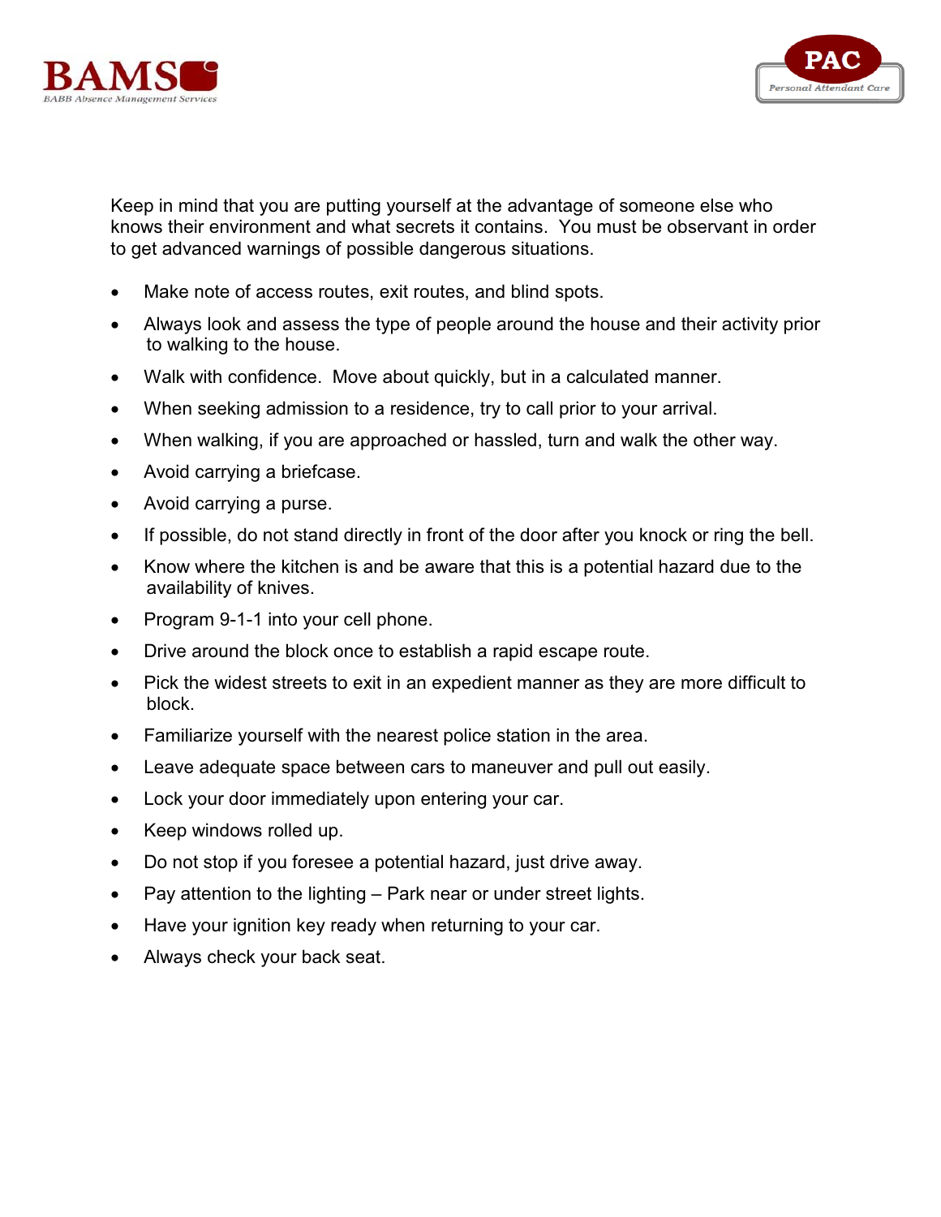Keep in mind that you are putting yourself at the advantage of someone else who knows their environment and what secrets it contains. You must be observant in order to get advanced warnings of possible dangerous situations.

- Make note of access routes, exit routes, and blind spots.
- Always look and assess the type of people around the house and their activity prior to walking to the house.
- Walk with confidence. Move about quickly, but in a calculated manner.
- When seeking admission to a residence, try to call prior to your arrival.
- When walking, if you are approached or hassled, turn and walk the other way.
- Avoid carrying a briefcase.
- Avoid carrying a purse.
- If possible, do not stand directly in front of the door after you knock or ring the bell.
- Know where the kitchen is and be aware that this is a potential hazard due to the availability of knives.
- Program 9-1-1 into your cell phone.
- Drive around the block once to establish a rapid escape route.
- Pick the widest streets to exit in an expedient manner as they are more difficult to block.
- Familiarize yourself with the nearest police station in the area.
- Leave adequate space between cars to maneuver and pull out easily.
- Lock your door immediately upon entering your car.
- Keep windows rolled up.
- Do not stop if you foresee a potential hazard, just drive away.
- Pay attention to the lighting – Park near or under street lights.
- Have your ignition key ready when returning to your car.
- Always check your back seat.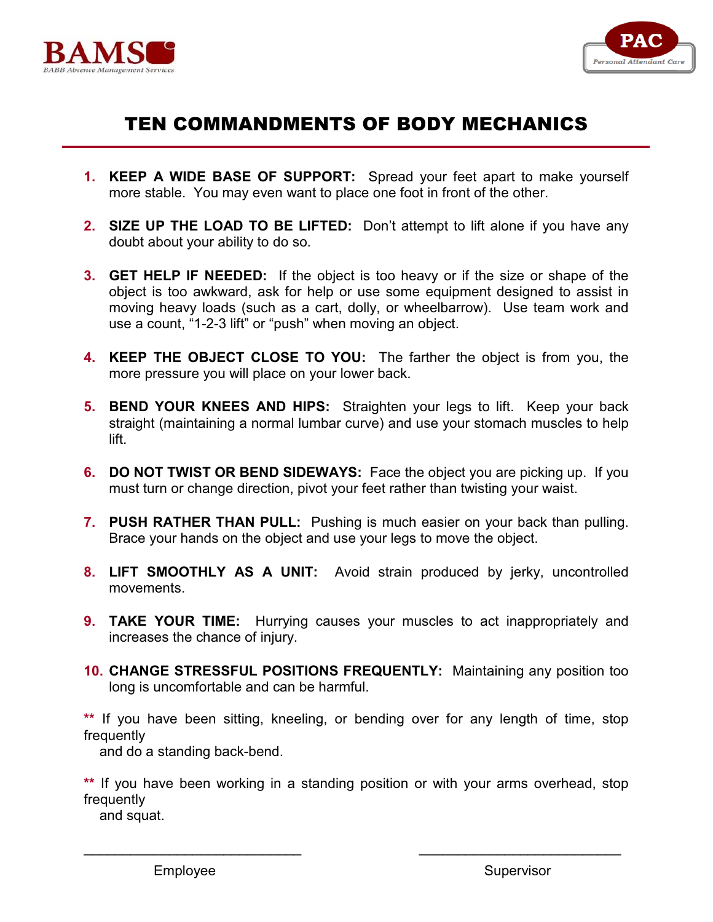BAMS
BABB Absence Management Services

PAC
Personal Attendant Care

# TEN COMMANDMENTS OF BODY MECHANICS

1. **KEEP A WIDE BASE OF SUPPORT:** Spread your feet apart to make yourself more stable. You may even want to place one foot in front of the other.

2. **SIZE UP THE LOAD TO BE LIFTED:** Don't attempt to lift alone if you have any doubt about your ability to do so.

3. **GET HELP IF NEEDED:** If the object is too heavy or if the size or shape of the object is too awkward, ask for help or use some equipment designed to assist in moving heavy loads (such as a cart, dolly, or wheelbarrow). Use team work and use a count, "1-2-3 lift" or "push" when moving an object.

4. **KEEP THE OBJECT CLOSE TO YOU:** The farther the object is from you, the more pressure you will place on your lower back.

5. **BEND YOUR KNEES AND HIPS:** Straighten your legs to lift. Keep your back straight (maintaining a normal lumbar curve) and use your stomach muscles to help lift.

6. **DO NOT TWIST OR BEND SIDEWAYS:** Face the object you are picking up. If you must turn or change direction, pivot your feet rather than twisting your waist.

7. **PUSH RATHER THAN PULL:** Pushing is much easier on your back than pulling. Brace your hands on the object and use your legs to move the object.

8. **LIFT SMOOTHLY AS A UNIT:** Avoid strain produced by jerky, uncontrolled movements.

9. **TAKE YOUR TIME:** Hurrying causes your muscles to act inappropriately and increases the chance of injury.

10. **CHANGE STRESSFUL POSITIONS FREQUENTLY:** Maintaining any position too long is uncomfortable and can be harmful.

** If you have been sitting, kneeling, or bending over for any length of time, stop frequently and do a standing back-bend.

** If you have been working in a standing position or with your arms overhead, stop frequently and squat.

\_\_\_\_\_\_\_\_\_\_\_\_\_\_\_\_\_\_\_\_\_\_\_\_\_\_\_\_ Employee

\_\_\_\_\_\_\_\_\_\_\_\_\_\_\_\_\_\_\_\_\_\_\_\_\_\_\_\_ Supervisor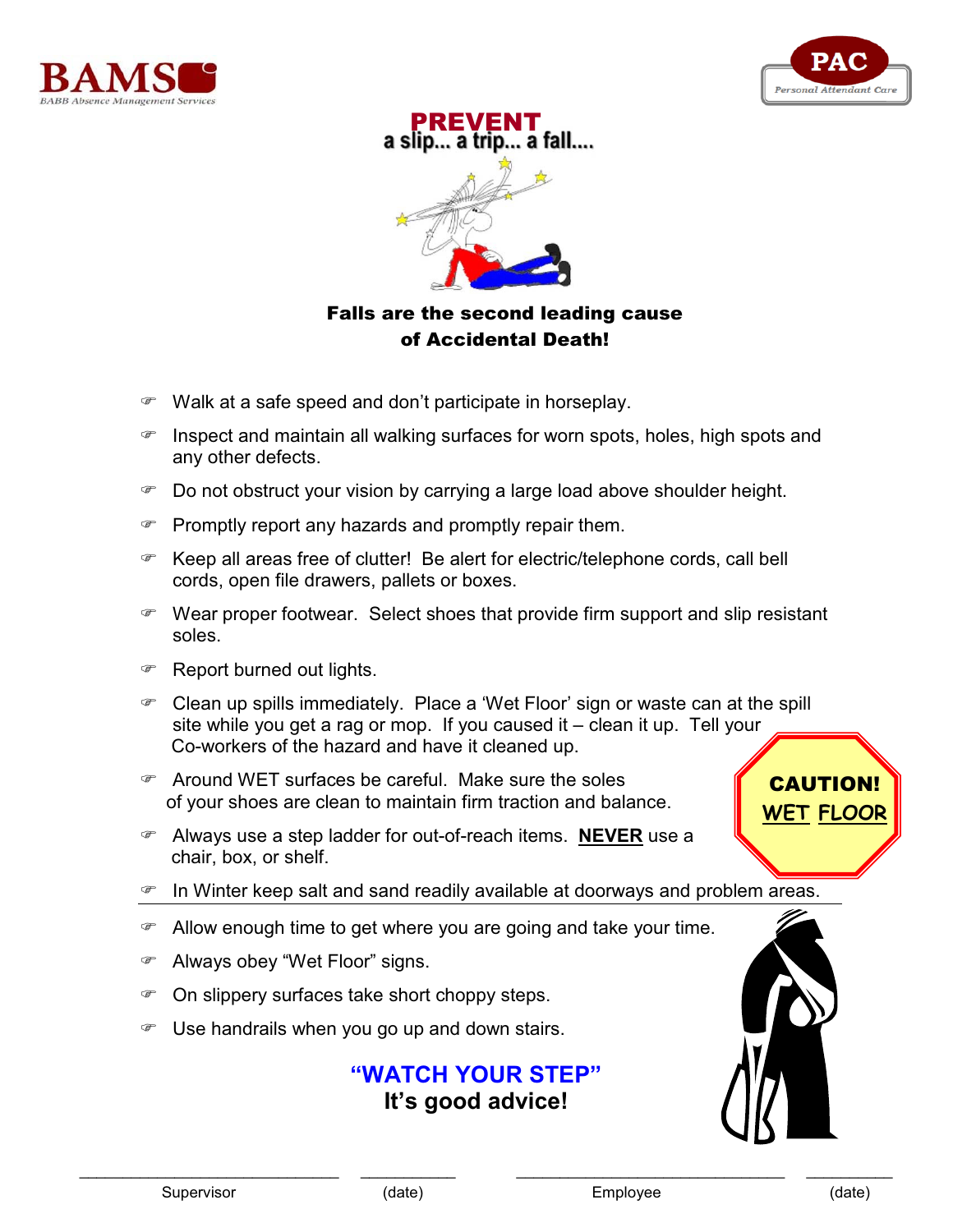BAMS
BABB Absence Management Services

PAC
Personal Attendant Care

# PREVENT

a slip... a trip... a fall....

**Falls are the second leading cause of Accidental Death!**

- Walk at a safe speed and don't participate in horseplay.
- Inspect and maintain all walking surfaces for worn spots, holes, high spots and any other defects.
- Do not obstruct your vision by carrying a large load above shoulder height.
- Promptly report any hazards and promptly repair them.
- Keep all areas free of clutter! Be alert for electric/telephone cords, call bell cords, open file drawers, pallets or boxes.
- Wear proper footwear. Select shoes that provide firm support and slip resistant soles.
- Report burned out lights.
- Clean up spills immediately. Place a 'Wet Floor' sign or waste can at the spill site while you get a rag or mop. If you caused it – clean it up. Tell your Co-workers of the hazard and have it cleaned up.
- Around WET surfaces be careful. Make sure the soles of your shoes are clean to maintain firm traction and balance.
- Always use a step ladder for out-of-reach items. **NEVER** use a chair, box, or shelf.
- In Winter keep salt and sand readily available at doorways and problem areas.

**CAUTION!**
**WET FLOOR**

---

- Allow enough time to get where you are going and take your time.
- Always obey "Wet Floor" signs.
- On slippery surfaces take short choppy steps.
- Use handrails when you go up and down stairs.

**"WATCH YOUR STEP"**
**It's good advice!**

| | | | |
|---|---|---|---|
| ______________________ | __________ | ______________________ | __________ |
| Supervisor | (date) | Employee | (date) |